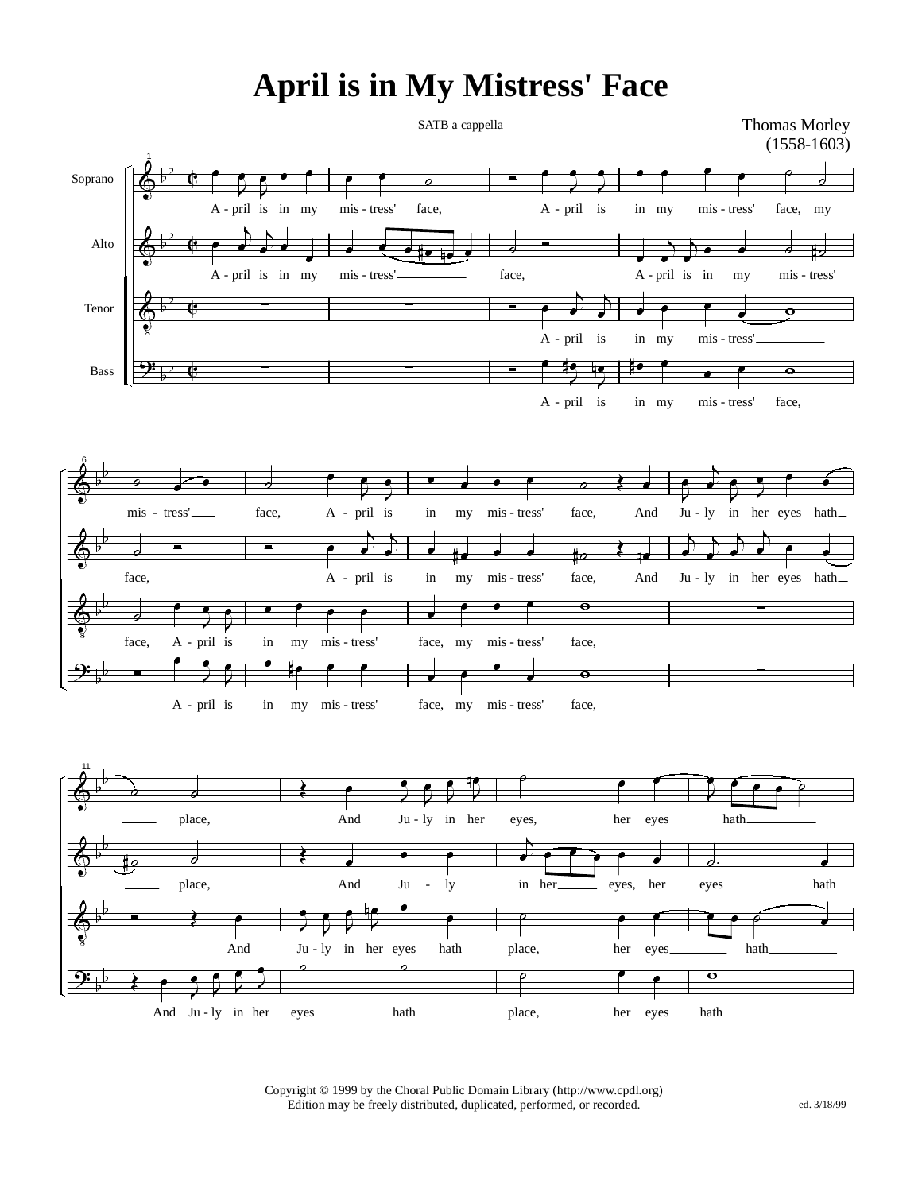# April is in My Mistress' Face

SATB a cappella

Thomas Morley
(1558-1603)

Copyright © 1999 by the Choral Public Domain Library (http://www.cpdl.org)
Edition may be freely distributed, duplicated, performed, or recorded.

ed. 3/18/99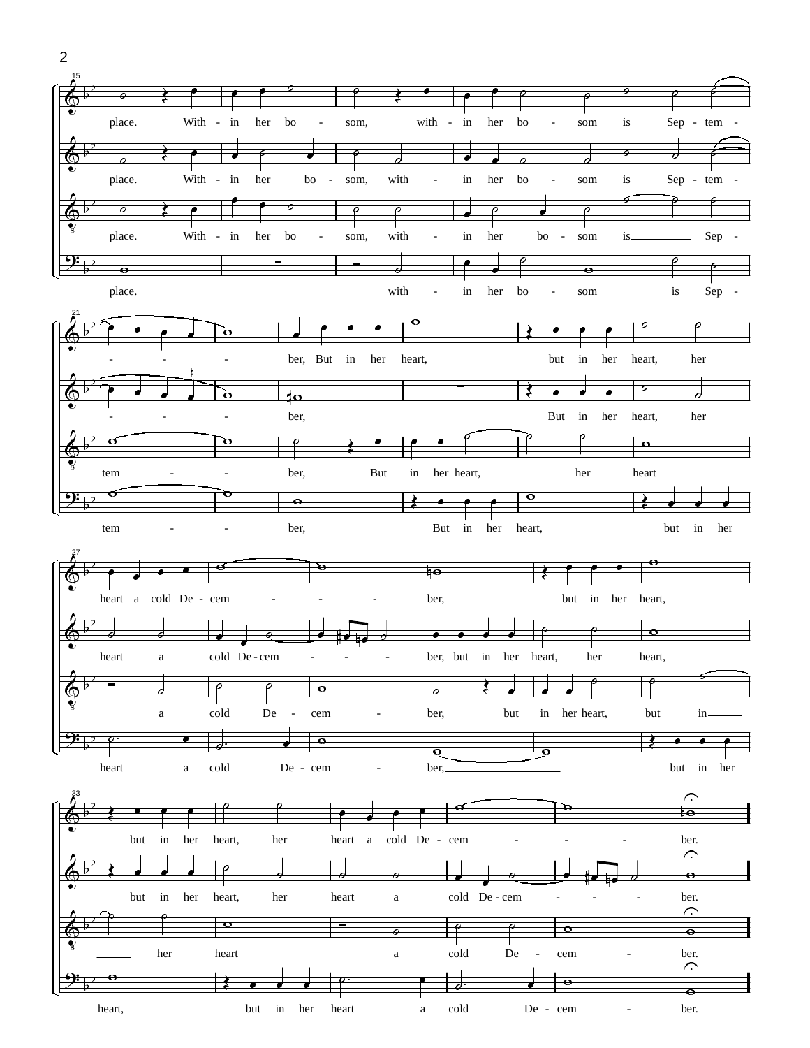15

place. With - in her bo - som, with - in her bo - som is Sep - tem -

place. With - in her bo - som, with - in her bo - som is Sep - tem -

place. With - in her bo - som, with - in her bo - som is___ Sep -

place. with - in her bo - som is Sep -

21

- ber, But in her heart, but in her heart, her

- ber, But in her heart, her

tem - ber, But in her heart,___ her heart

tem - ber, But in her heart, but in her

27

heart a cold De - cem - ber, but in her heart,

heart a cold De - cem - ber, but in her heart, her heart,

a cold De - cem - ber, but in her heart, but in___

heart a cold De - cem - ber,___ but in her

33

but in her heart, her heart a cold De - cem - ber.

but in her heart, her heart a cold De - cem - ber.

___ her heart a cold De - cem - ber.

heart, but in her heart a cold De - cem - ber.